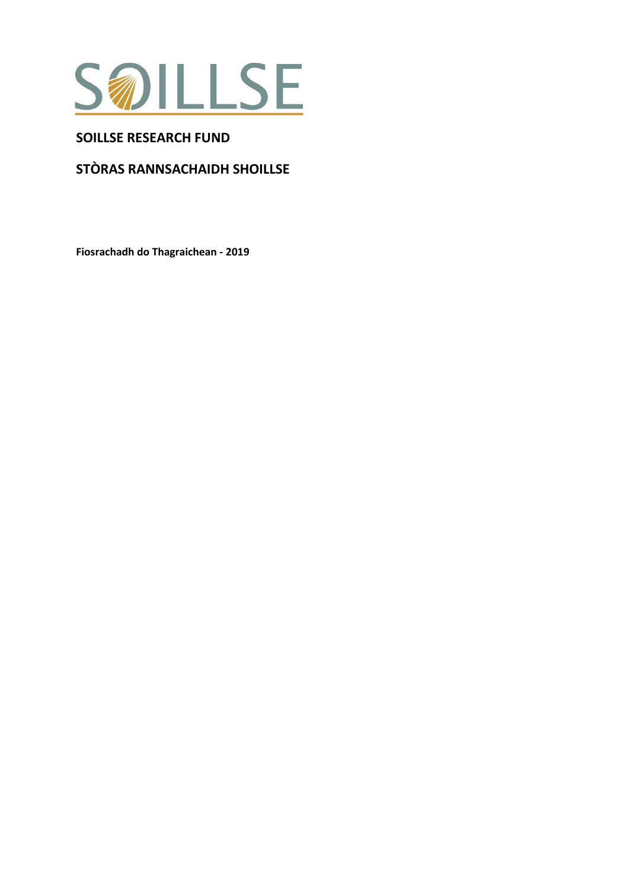SOILLSE

# SOILLSE RESEARCH FUND

# STÒRAS RANNSACHAIDH SHOILLSE

**Fiosrachadh do Thagraichean - 2019**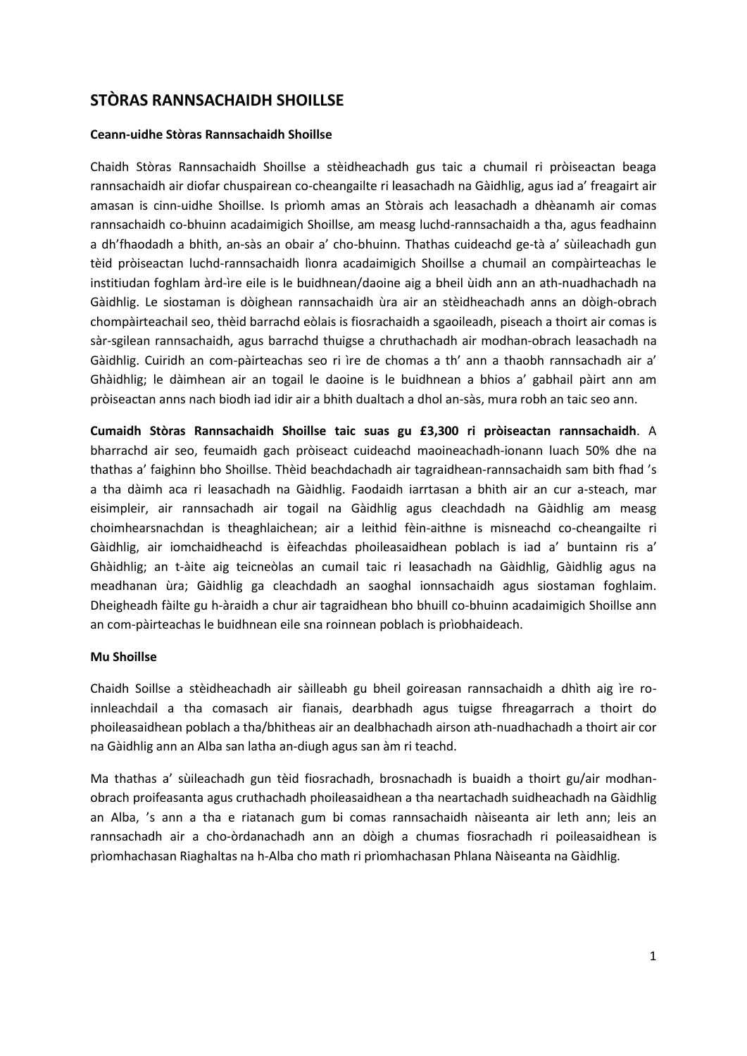# STÒRAS RANNSACHAIDH SHOILLSE

**Ceann-uidhe Stòras Rannsachaidh Shoillse**

Chaidh Stòras Rannsachaidh Shoillse a stèidheachadh gus taic a chumail ri pròiseactan beaga rannsachaidh air diofar chuspairean co-cheangailte ri leasachadh na Gàidhlig, agus iad a' freagairt air amasan is cinn-uidhe Shoillse. Is prìomh amas an Stòrais ach leasachadh a dhèanamh air comas rannsachaidh co-bhuinn acadaimigich Shoillse, am measg luchd-rannsachaidh a tha, agus feadhainn a dh'fhaodadh a bhith, an-sàs an obair a' cho-bhuinn. Thathas cuideachd ge-tà a' sùileachadh gun tèid pròiseactan luchd-rannsachaidh lìonra acadaimigich Shoillse a chumail an compàirteachas le institiudan foghlam àrd-ìre eile is le buidhnean/daoine aig a bheil ùidh ann an ath-nuadhachadh na Gàidhlig. Le siostaman is dòighean rannsachaidh ùra air an stèidheachadh anns an dòigh-obrach chompàirteachail seo, thèid barrachd eòlais is fiosrachaidh a sgaoileadh, piseach a thoirt air comas is sàr-sgilean rannsachaidh, agus barrachd thuigse a chruthachadh air modhan-obrach leasachadh na Gàidhlig. Cuiridh an com-pàirteachas seo ri ìre de chomas a th' ann a thaobh rannsachadh air a' Ghàidhlig; le dàimhean air an togail le daoine is le buidhnean a bhios a' gabhail pàirt ann am pròiseactan anns nach biodh iad idir air a bhith dualtach a dhol an-sàs, mura robh an taic seo ann.

**Cumaidh Stòras Rannsachaidh Shoillse taic suas gu £3,300 ri pròiseactan rannsachaidh**. A bharrachd air seo, feumaidh gach pròiseact cuideachd maoineachadh-ionann luach 50% dhe na thathas a' faighinn bho Shoillse. Thèid beachdachadh air tagraidhean-rannsachaidh sam bith fhad 's a tha dàimh aca ri leasachadh na Gàidhlig. Faodaidh iarrtasan a bhith air an cur a-steach, mar eisimpleir, air rannsachadh air togail na Gàidhlig agus cleachdadh na Gàidhlig am measg choimhearsnachdan is theaghlaichean; air a leithid fèin-aithne is misneachd co-cheangailte ri Gàidhlig, air iomchaidheachd is èifeachdas phoileasaidhean poblach is iad a' buntainn ris a' Ghàidhlig; an t-àite aig teicneòlas an cumail taic ri leasachadh na Gàidhlig, Gàidhlig agus na meadhanan ùra; Gàidhlig ga cleachdadh an saoghal ionnsachaidh agus siostaman foghlaim. Dheigheadh fàilte gu h-àraidh a chur air tagraidhean bho bhuill co-bhuinn acadaimigich Shoillse ann an com-pàirteachas le buidhnean eile sna roinnean poblach is prìobhaideach.

**Mu Shoillse**

Chaidh Soillse a stèidheachadh air sàilleabh gu bheil goireasan rannsachaidh a dhìth aig ìre ro-innleachdail a tha comasach air fianais, dearbhadh agus tuigse fhreagarrach a thoirt do phoileasaidhean poblach a tha/bhitheas air an dealbhachadh airson ath-nuadhachadh a thoirt air cor na Gàidhlig ann an Alba san latha an-diugh agus san àm ri teachd.

Ma thathas a' sùileachadh gun tèid fiosrachadh, brosnachadh is buaidh a thoirt gu/air modhan-obrach proifeasanta agus cruthachadh phoileasaidhean a tha neartachadh suidheachadh na Gàidhlig an Alba, 's ann a tha e riatanach gum bi comas rannsachaidh nàiseanta air leth ann; leis an rannsachadh air a cho-òrdanachadh ann an dòigh a chumas fiosrachadh ri poileasaidhean is prìomhachasan Riaghaltas na h-Alba cho math ri prìomhachasan Phlana Nàiseanta na Gàidhlig.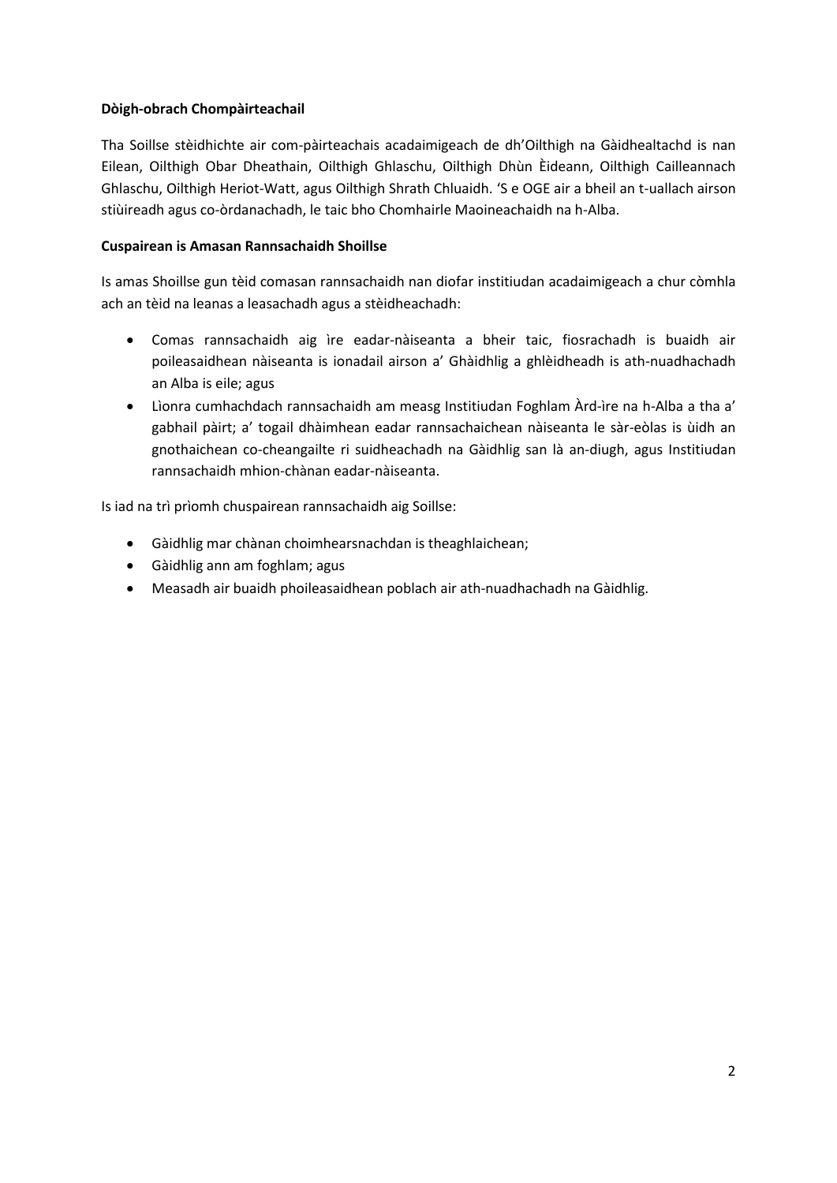**Dòigh-obrach Chompàirteachail**

Tha Soillse stèidhichte air com-pàirteachais acadaimigeach de dh'Oilthigh na Gàidhealtachd is nan Eilean, Oilthigh Obar Dheathain, Oilthigh Ghlaschu, Oilthigh Dhùn Èideann, Oilthigh Cailleannach Ghlaschu, Oilthigh Heriot-Watt, agus Oilthigh Shrath Chluaidh. 'S e OGE air a bheil an t-uallach airson stiùireadh agus co-òrdanachadh, le taic bho Chomhairle Maoineachaidh na h-Alba.

**Cuspairean is Amasan Rannsachaidh Shoillse**

Is amas Shoillse gun tèid comasan rannsachaidh nan diofar institiudan acadaimigeach a chur còmhla ach an tèid na leanas a leasachadh agus a stèidheachadh:

- Comas rannsachaidh aig ìre eadar-nàiseanta a bheir taic, fiosrachadh is buaidh air poileasaidhean nàiseanta is ionadail airson a' Ghàidhlig a ghlèidheadh is ath-nuadhachadh an Alba is eile; agus
- Lìonra cumhachdach rannsachaidh am measg Institiudan Foghlam Àrd-ìre na h-Alba a tha a' gabhail pàirt; a' togail dhàimhean eadar rannsachaichean nàiseanta le sàr-eòlas is ùidh an gnothaichean co-cheangailte ri suidheachadh na Gàidhlig san là an-diugh, agus Institiudan rannsachaidh mhion-chànan eadar-nàiseanta.

Is iad na trì prìomh chuspairean rannsachaidh aig Soillse:

- Gàidhlig mar chànan choimhearsnachdan is theaghlaichean;
- Gàidhlig ann am foghlam; agus
- Measadh air buaidh phoileasaidhean poblach air ath-nuadhachadh na Gàidhlig.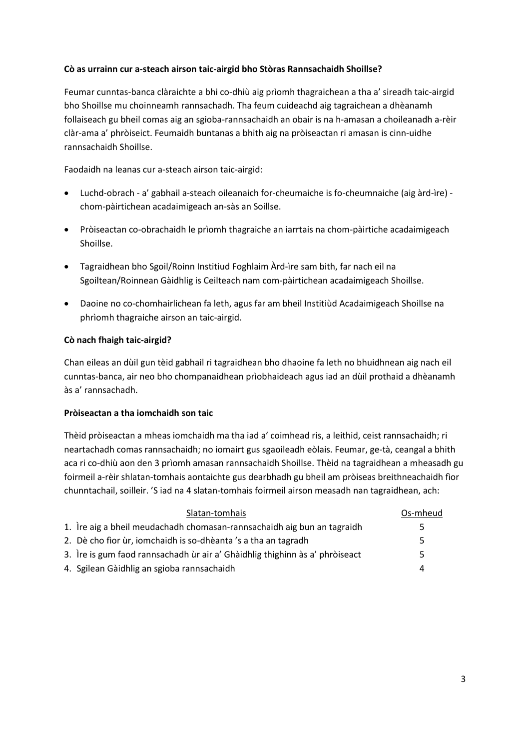**Cò as urrainn cur a-steach airson taic-airgid bho Stòras Rannsachaidh Shoillse?**

Feumar cunntas-banca clàraichte a bhi co-dhiù aig prìomh thagraichean a tha a' sireadh taic-airgid bho Shoillse mu choinneamh rannsachadh. Tha feum cuideachd aig tagraichean a dhèanamh follaiseach gu bheil comas aig an sgioba-rannsachaidh an obair is na h-amasan a choileanadh a-rèir clàr-ama a' phròiseict. Feumaidh buntanas a bhith aig na pròiseactan ri amasan is cinn-uidhe rannsachaidh Shoillse.

Faodaidh na leanas cur a-steach airson taic-airgid:

- Luchd-obrach - a' gabhail a-steach oileanaich for-cheumaiche is fo-cheumnaiche (aig àrd-ìre) - chom-pàirtichean acadaimigeach an-sàs an Soillse.
- Pròiseactan co-obrachaidh le prìomh thagraiche an iarrtais na chom-pàirtiche acadaimigeach Shoillse.
- Tagraidhean bho Sgoil/Roinn Institiud Foghlaim Àrd-ìre sam bith, far nach eil na Sgoiltean/Roinnean Gàidhlig is Ceilteach nam com-pàirtichean acadaimigeach Shoillse.
- Daoine no co-chomhairlichean fa leth, agus far am bheil Institiùd Acadaimigeach Shoillse na phrìomh thagraiche airson an taic-airgid.

**Cò nach fhaigh taic-airgid?**

Chan eileas an dùil gun tèid gabhail ri tagraidhean bho dhaoine fa leth no bhuidhnean aig nach eil cunntas-banca, air neo bho chompanaidhean prìobhaideach agus iad an dùil prothaid a dhèanamh às a' rannsachadh.

**Pròiseactan a tha iomchaidh son taic**

Thèid pròiseactan a mheas iomchaidh ma tha iad a' coimhead ris, a leithid, ceist rannsachaidh; ri neartachadh comas rannsachaidh; no iomairt gus sgaoileadh eòlais. Feumar, ge-tà, ceangal a bhith aca ri co-dhiù aon den 3 prìomh amasan rannsachaidh Shoillse. Thèid na tagraidhean a mheasadh gu foirmeil a-rèir shlatan-tomhais aontaichte gus dearbhadh gu bheil am pròiseas breithneachaidh fìor chunntachail, soilleir. 'S iad na 4 slatan-tomhais foirmeil airson measadh nan tagraidhean, ach:

| Slatan-tomhais | Os-mheud |
| --- | --- |
| 1. Ìre aig a bheil meudachadh chomasan-rannsachaidh aig bun an tagraidh | 5 |
| 2. Dè cho fìor ùr, iomchaidh is so-dhèanta 's a tha an tagradh | 5 |
| 3. Ìre is gum faod rannsachadh ùr air a' Ghàidhlig thighinn às a' phròiseact | 5 |
| 4. Sgilean Gàidhlig an sgioba rannsachaidh | 4 |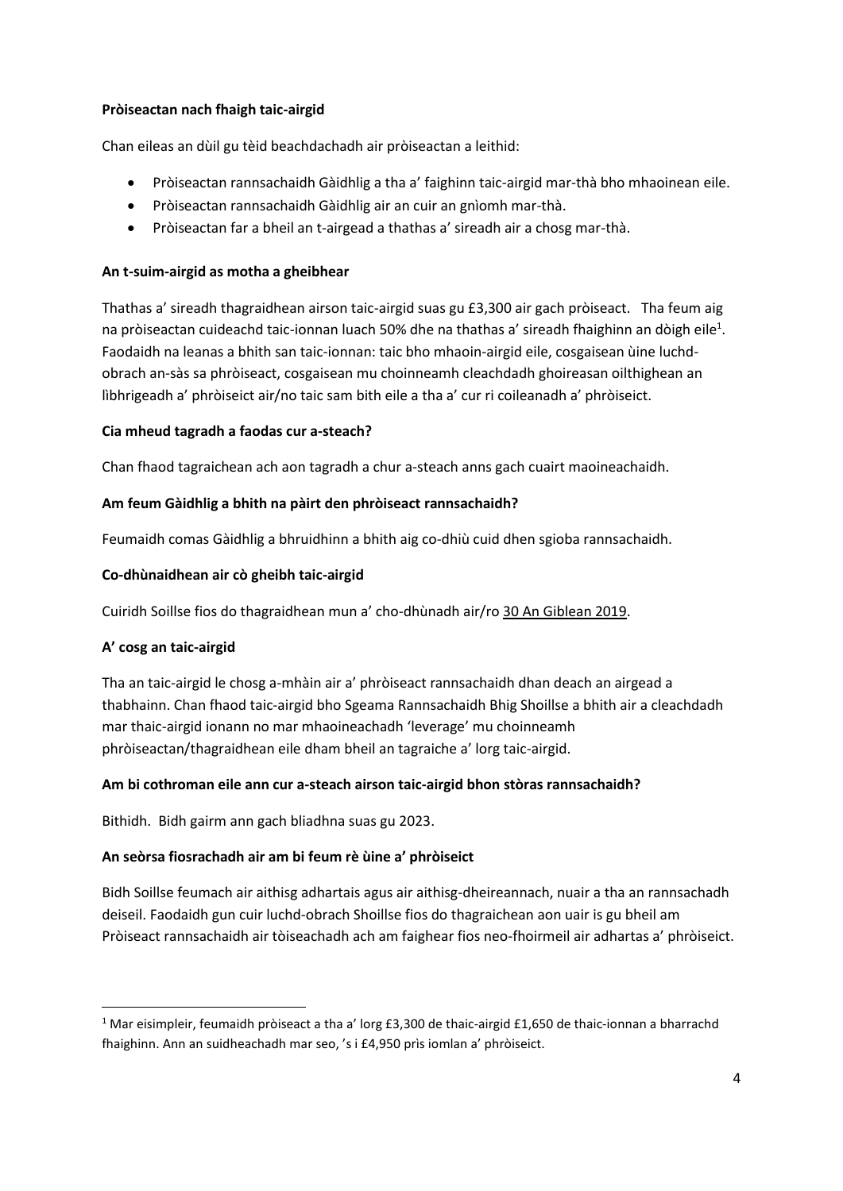**Pròiseactan nach fhaigh taic-airgid**

Chan eileas an dùil gu tèid beachdachadh air pròiseactan a leithid:

- Pròiseactan rannsachaidh Gàidhlig a tha a' faighinn taic-airgid mar-thà bho mhaoinean eile.
- Pròiseactan rannsachaidh Gàidhlig air an cuir an gnìomh mar-thà.
- Pròiseactan far a bheil an t-airgead a thathas a' sireadh air a chosg mar-thà.

**An t-suim-airgid as motha a gheibhear**

Thathas a' sireadh thagraidhean airson taic-airgid suas gu £3,300 air gach pròiseact. Tha feum aig na pròiseactan cuideachd taic-ionnan luach 50% dhe na thathas a' sireadh fhaighinn an dòigh eile[1]. Faodaidh na leanas a bhith san taic-ionnan: taic bho mhaoin-airgid eile, cosgaisean ùine luchd-obrach an-sàs sa phròiseact, cosgaisean mu choinneamh cleachdadh ghoireasan oilthighean an lìbhrigeadh a' phròiseict air/no taic sam bith eile a tha a' cur ri coileanadh a' phròiseict.

**Cia mheud tagradh a faodas cur a-steach?**

Chan fhaod tagraichean ach aon tagradh a chur a-steach anns gach cuairt maoineachaidh.

**Am feum Gàidhlig a bhith na pàirt den phròiseact rannsachaidh?**

Feumaidh comas Gàidhlig a bhruidhinn a bhith aig co-dhiù cuid dhen sgioba rannsachaidh.

**Co-dhùnaidhean air cò gheibh taic-airgid**

Cuiridh Soillse fios do thagraidhean mun a' cho-dhùnadh air/ro 30 An Giblean 2019.

**A' cosg an taic-airgid**

Tha an taic-airgid le chosg a-mhàin air a' phròiseact rannsachaidh dhan deach an airgead a thabhainn. Chan fhaod taic-airgid bho Sgeama Rannsachaidh Bhig Shoillse a bhith air a cleachdadh mar thaic-airgid ionann no mar mhaoineachadh 'leverage' mu choinneamh phròiseactan/thagraidhean eile dham bheil an tagraiche a' lorg taic-airgid.

**Am bi cothroman eile ann cur a-steach airson taic-airgid bhon stòras rannsachaidh?**

Bithidh. Bidh gairm ann gach bliadhna suas gu 2023.

**An seòrsa fiosrachadh air am bi feum rè ùine a' phròiseict**

Bidh Soillse feumach air aithisg adhartais agus air aithisg-dheireannach, nuair a tha an rannsachadh deiseil. Faodaidh gun cuir luchd-obrach Shoillse fios do thagraichean aon uair is gu bheil am Pròiseact rannsachaidh air tòiseachadh ach am faighear fios neo-fhoirmeil air adhartas a' phròiseict.

[1] Mar eisimpleir, feumaidh pròiseact a tha a' lorg £3,300 de thaic-airgid £1,650 de thaic-ionnan a bharrachd fhaighinn. Ann an suidheachadh mar seo, 's i £4,950 prìs iomlan a' phròiseict.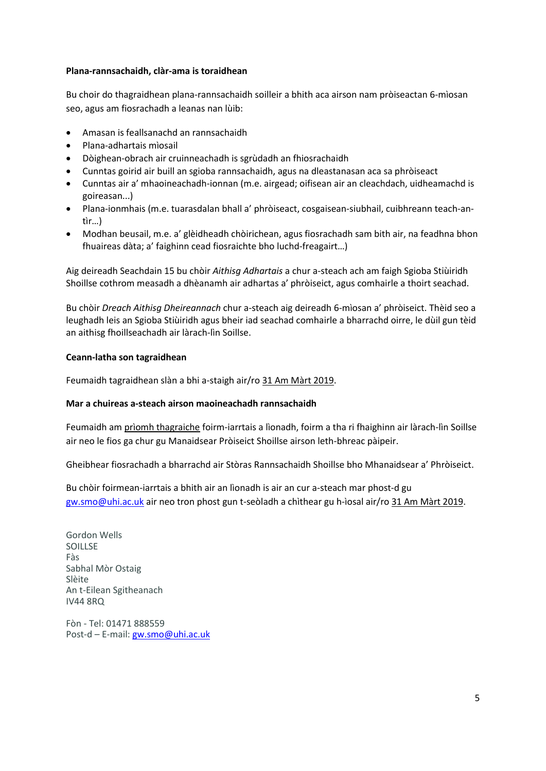**Plana-rannsachaidh, clàr-ama is toraidhean**

Bu choir do thagraidhean plana-rannsachaidh soilleir a bhith aca airson nam pròiseactan 6-mìosan seo, agus am fiosrachadh a leanas nan lùib:

- Amasan is feallsanachd an rannsachaidh
- Plana-adhartais mìosail
- Dòighean-obrach air cruinneachadh is sgrùdadh an fhiosrachaidh
- Cunntas goirid air buill an sgioba rannsachaidh, agus na dleastanasan aca sa phròiseact
- Cunntas air a' mhaoineachadh-ionnan (m.e. airgead; oifisean air an cleachdach, uidheamachd is goireasan...)
- Plana-ionmhais (m.e. tuarasdalan bhall a' phròiseact, cosgaisean-siubhail, cuibhreann teach-an-tìr…)
- Modhan beusail, m.e. a' glèidheadh chòirichean, agus fiosrachadh sam bith air, na feadhna bhon fhuaireas dàta; a' faighinn cead fiosraichte bho luchd-freagairt…)

Aig deireadh Seachdain 15 bu chòir *Aithisg Adhartais* a chur a-steach ach am faigh Sgioba Stiùiridh Shoillse cothrom measadh a dhèanamh air adhartas a' phròiseict, agus comhairle a thoirt seachad.

Bu chòir *Dreach Aithisg Dheireannach* chur a-steach aig deireadh 6-mìosan a' phròiseict. Thèid seo a leughadh leis an Sgioba Stiùiridh agus bheir iad seachad comhairle a bharrachd oirre, le dùil gun tèid an aithisg fhoillseachadh air làrach-lìn Soillse.

**Ceann-latha son tagraidhean**

Feumaidh tagraidhean slàn a bhi a-staigh air/ro 31 Am Màrt 2019.

**Mar a chuireas a-steach airson maoineachadh rannsachaidh**

Feumaidh am prìomh thagraiche foirm-iarrtais a lìonadh, foirm a tha ri fhaighinn air làrach-lìn Soillse air neo le fios ga chur gu Manaidsear Pròiseict Shoillse airson leth-bhreac pàipeir.

Gheibhear fiosrachadh a bharrachd air Stòras Rannsachaidh Shoillse bho Mhanaidsear a' Phròiseict.

Bu chòir foirmean-iarrtais a bhith air an lìonadh is air an cur a-steach mar phost-d gu gw.smo@uhi.ac.uk air neo tron phost gun t-seòladh a chìthear gu h-ìosal air/ro 31 Am Màrt 2019.

Gordon Wells
SOILLSE
Fàs
Sabhal Mòr Ostaig
Slèite
An t-Eilean Sgitheanach
IV44 8RQ

Fòn - Tel: 01471 888559
Post-d – E-mail: gw.smo@uhi.ac.uk